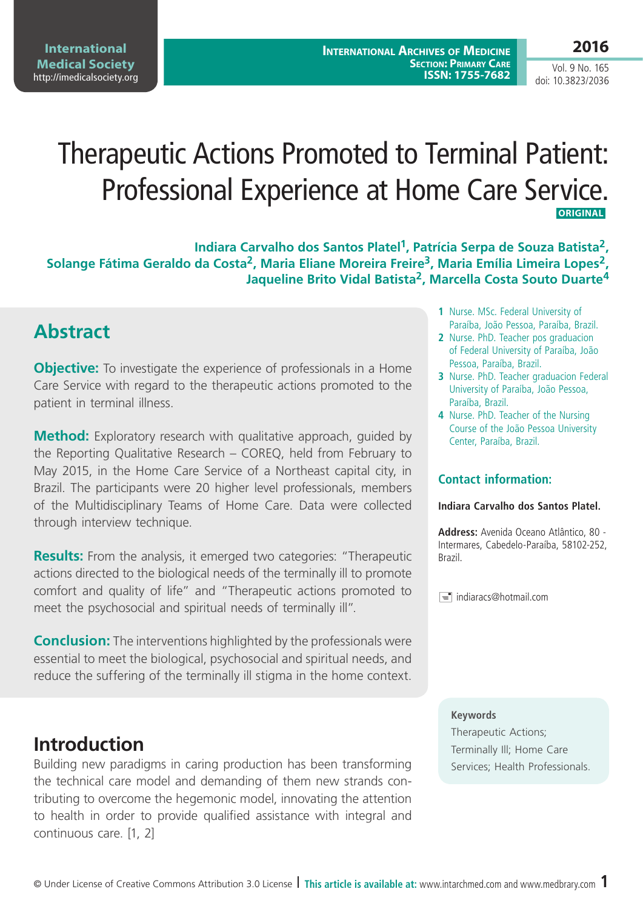# Therapeutic Actions Promoted to Terminal Patient: Professional Experience at Home Care Service.

ORIGINAL

**Indiara Carvalho dos Santos Platel[1], Patrícia Serpa de Souza Batista[2], Solange Fátima Geraldo da Costa[2], Maria Eliane Moreira Freire[3], Maria Emília Limeira Lopes[2], Jaqueline Brito Vidal Batista[2], Marcella Costa Souto Duarte[4]**

1 Nurse. MSc. Federal University of Paraíba, João Pessoa, Paraíba, Brazil.

2 Nurse. PhD. Teacher pos graduacion of Federal University of Paraíba, João Pessoa, Paraíba, Brazil.

3 Nurse. PhD. Teacher graduacion Federal University of Paraíba, João Pessoa, Paraíba, Brazil.

4 Nurse. PhD. Teacher of the Nursing Course of the João Pessoa University Center, Paraíba, Brazil.

## Abstract

**Objective:** To investigate the experience of professionals in a Home Care Service with regard to the therapeutic actions promoted to the patient in terminal illness.

**Method:** Exploratory research with qualitative approach, guided by the Reporting Qualitative Research – COREQ, held from February to May 2015, in the Home Care Service of a Northeast capital city, in Brazil. The participants were 20 higher level professionals, members of the Multidisciplinary Teams of Home Care. Data were collected through interview technique.

**Results:** From the analysis, it emerged two categories: "Therapeutic actions directed to the biological needs of the terminally ill to promote comfort and quality of life" and "Therapeutic actions promoted to meet the psychosocial and spiritual needs of terminally ill".

**Conclusion:** The interventions highlighted by the professionals were essential to meet the biological, psychosocial and spiritual needs, and reduce the suffering of the terminally ill stigma in the home context.

### Contact information:

**Indiara Carvalho dos Santos Platel.**

**Address:** Avenida Oceano Atlântico, 80 - Intermares, Cabedelo-Paraíba, 58102-252, Brazil.

indiaracs@hotmail.com

**Keywords**

Therapeutic Actions; Terminally Ill; Home Care Services; Health Professionals.

## Introduction

Building new paradigms in caring production has been transforming the technical care model and demanding of them new strands contributing to overcome the hegemonic model, innovating the attention to health in order to provide qualified assistance with integral and continuous care. [1, 2]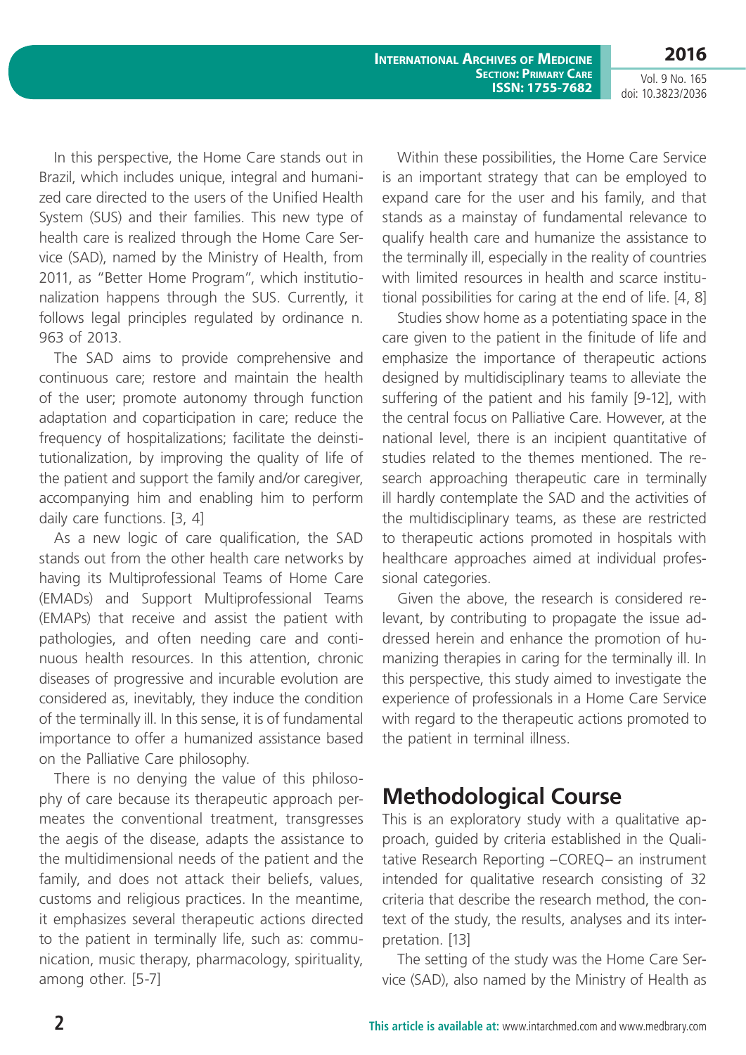In this perspective, the Home Care stands out in Brazil, which includes unique, integral and humanized care directed to the users of the Unified Health System (SUS) and their families. This new type of health care is realized through the Home Care Service (SAD), named by the Ministry of Health, from 2011, as "Better Home Program", which institutionalization happens through the SUS. Currently, it follows legal principles regulated by ordinance n. 963 of 2013.

The SAD aims to provide comprehensive and continuous care; restore and maintain the health of the user; promote autonomy through function adaptation and coparticipation in care; reduce the frequency of hospitalizations; facilitate the deinstitutionalization, by improving the quality of life of the patient and support the family and/or caregiver, accompanying him and enabling him to perform daily care functions. [3, 4]

As a new logic of care qualification, the SAD stands out from the other health care networks by having its Multiprofessional Teams of Home Care (EMADs) and Support Multiprofessional Teams (EMAPs) that receive and assist the patient with pathologies, and often needing care and continuous health resources. In this attention, chronic diseases of progressive and incurable evolution are considered as, inevitably, they induce the condition of the terminally ill. In this sense, it is of fundamental importance to offer a humanized assistance based on the Palliative Care philosophy.

There is no denying the value of this philosophy of care because its therapeutic approach permeates the conventional treatment, transgresses the aegis of the disease, adapts the assistance to the multidimensional needs of the patient and the family, and does not attack their beliefs, values, customs and religious practices. In the meantime, it emphasizes several therapeutic actions directed to the patient in terminally life, such as: communication, music therapy, pharmacology, spirituality, among other. [5-7]

Within these possibilities, the Home Care Service is an important strategy that can be employed to expand care for the user and his family, and that stands as a mainstay of fundamental relevance to qualify health care and humanize the assistance to the terminally ill, especially in the reality of countries with limited resources in health and scarce institutional possibilities for caring at the end of life. [4, 8]

Studies show home as a potentiating space in the care given to the patient in the finitude of life and emphasize the importance of therapeutic actions designed by multidisciplinary teams to alleviate the suffering of the patient and his family [9-12], with the central focus on Palliative Care. However, at the national level, there is an incipient quantitative of studies related to the themes mentioned. The research approaching therapeutic care in terminally ill hardly contemplate the SAD and the activities of the multidisciplinary teams, as these are restricted to therapeutic actions promoted in hospitals with healthcare approaches aimed at individual professional categories.

Given the above, the research is considered relevant, by contributing to propagate the issue addressed herein and enhance the promotion of humanizing therapies in caring for the terminally ill. In this perspective, this study aimed to investigate the experience of professionals in a Home Care Service with regard to the therapeutic actions promoted to the patient in terminal illness.

## Methodological Course

This is an exploratory study with a qualitative approach, guided by criteria established in the Qualitative Research Reporting –COREQ– an instrument intended for qualitative research consisting of 32 criteria that describe the research method, the context of the study, the results, analyses and its interpretation. [13]

The setting of the study was the Home Care Service (SAD), also named by the Ministry of Health as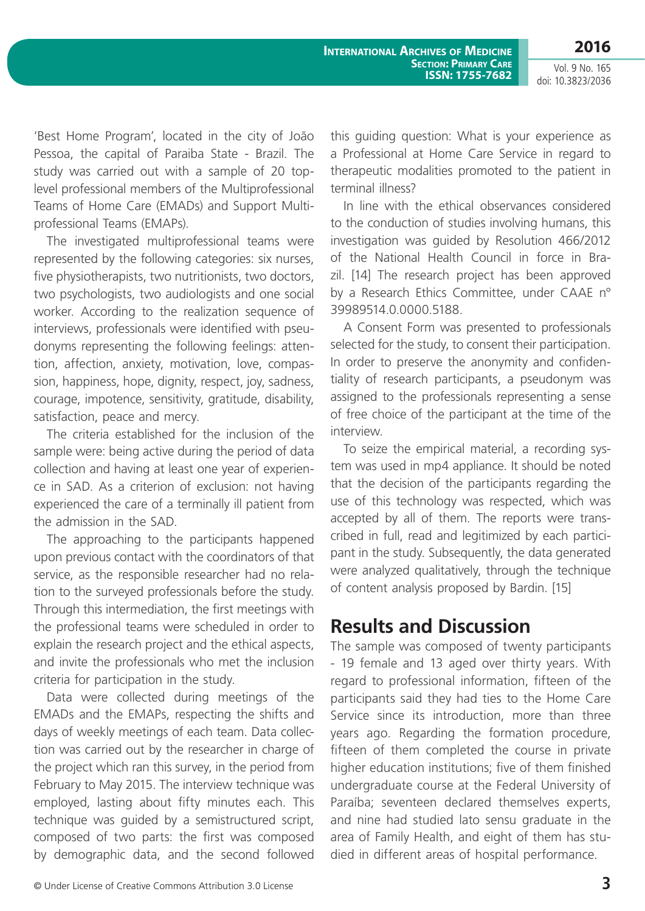'Best Home Program', located in the city of João Pessoa, the capital of Paraiba State - Brazil. The study was carried out with a sample of 20 top-level professional members of the Multiprofessional Teams of Home Care (EMADs) and Support Multi-professional Teams (EMAPs).

The investigated multiprofessional teams were represented by the following categories: six nurses, five physiotherapists, two nutritionists, two doctors, two psychologists, two audiologists and one social worker. According to the realization sequence of interviews, professionals were identified with pseudonyms representing the following feelings: attention, affection, anxiety, motivation, love, compassion, happiness, hope, dignity, respect, joy, sadness, courage, impotence, sensitivity, gratitude, disability, satisfaction, peace and mercy.

The criteria established for the inclusion of the sample were: being active during the period of data collection and having at least one year of experience in SAD. As a criterion of exclusion: not having experienced the care of a terminally ill patient from the admission in the SAD.

The approaching to the participants happened upon previous contact with the coordinators of that service, as the responsible researcher had no relation to the surveyed professionals before the study. Through this intermediation, the first meetings with the professional teams were scheduled in order to explain the research project and the ethical aspects, and invite the professionals who met the inclusion criteria for participation in the study.

Data were collected during meetings of the EMADs and the EMAPs, respecting the shifts and days of weekly meetings of each team. Data collection was carried out by the researcher in charge of the project which ran this survey, in the period from February to May 2015. The interview technique was employed, lasting about fifty minutes each. This technique was guided by a semistructured script, composed of two parts: the first was composed by demographic data, and the second followed this guiding question: What is your experience as a Professional at Home Care Service in regard to therapeutic modalities promoted to the patient in terminal illness?

In line with the ethical observances considered to the conduction of studies involving humans, this investigation was guided by Resolution 466/2012 of the National Health Council in force in Brazil. [14] The research project has been approved by a Research Ethics Committee, under CAAE n° 39989514.0.0000.5188.

A Consent Form was presented to professionals selected for the study, to consent their participation. In order to preserve the anonymity and confidentiality of research participants, a pseudonym was assigned to the professionals representing a sense of free choice of the participant at the time of the interview.

To seize the empirical material, a recording system was used in mp4 appliance. It should be noted that the decision of the participants regarding the use of this technology was respected, which was accepted by all of them. The reports were transcribed in full, read and legitimized by each participant in the study. Subsequently, the data generated were analyzed qualitatively, through the technique of content analysis proposed by Bardin. [15]

## Results and Discussion

The sample was composed of twenty participants - 19 female and 13 aged over thirty years. With regard to professional information, fifteen of the participants said they had ties to the Home Care Service since its introduction, more than three years ago. Regarding the formation procedure, fifteen of them completed the course in private higher education institutions; five of them finished undergraduate course at the Federal University of Paraíba; seventeen declared themselves experts, and nine had studied lato sensu graduate in the area of Family Health, and eight of them has studied in different areas of hospital performance.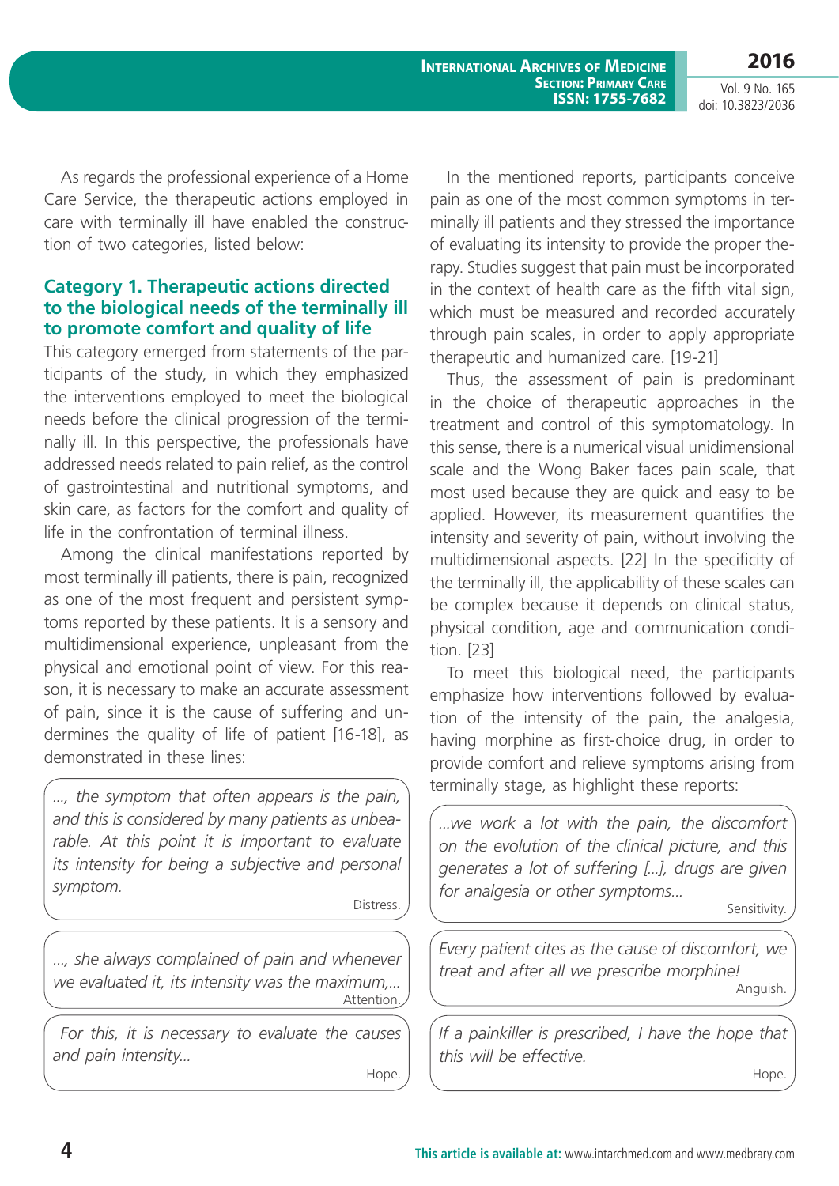As regards the professional experience of a Home Care Service, the therapeutic actions employed in care with terminally ill have enabled the construction of two categories, listed below:

### Category 1. Therapeutic actions directed to the biological needs of the terminally ill to promote comfort and quality of life

This category emerged from statements of the participants of the study, in which they emphasized the interventions employed to meet the biological needs before the clinical progression of the terminally ill. In this perspective, the professionals have addressed needs related to pain relief, as the control of gastrointestinal and nutritional symptoms, and skin care, as factors for the comfort and quality of life in the confrontation of terminal illness.

Among the clinical manifestations reported by most terminally ill patients, there is pain, recognized as one of the most frequent and persistent symptoms reported by these patients. It is a sensory and multidimensional experience, unpleasant from the physical and emotional point of view. For this reason, it is necessary to make an accurate assessment of pain, since it is the cause of suffering and undermines the quality of life of patient [16-18], as demonstrated in these lines:

> *..., the symptom that often appears is the pain, and this is considered by many patients as unbearable. At this point it is important to evaluate its intensity for being a subjective and personal symptom.*
>
> Distress.

> *..., she always complained of pain and whenever we evaluated it, its intensity was the maximum,...*
>
> Attention.

> *For this, it is necessary to evaluate the causes and pain intensity...*
>
> Hope.

In the mentioned reports, participants conceive pain as one of the most common symptoms in terminally ill patients and they stressed the importance of evaluating its intensity to provide the proper therapy. Studies suggest that pain must be incorporated in the context of health care as the fifth vital sign, which must be measured and recorded accurately through pain scales, in order to apply appropriate therapeutic and humanized care. [19-21]

Thus, the assessment of pain is predominant in the choice of therapeutic approaches in the treatment and control of this symptomatology. In this sense, there is a numerical visual unidimensional scale and the Wong Baker faces pain scale, that most used because they are quick and easy to be applied. However, its measurement quantifies the intensity and severity of pain, without involving the multidimensional aspects. [22] In the specificity of the terminally ill, the applicability of these scales can be complex because it depends on clinical status, physical condition, age and communication condition. [23]

To meet this biological need, the participants emphasize how interventions followed by evaluation of the intensity of the pain, the analgesia, having morphine as first-choice drug, in order to provide comfort and relieve symptoms arising from terminally stage, as highlight these reports:

> *...we work a lot with the pain, the discomfort on the evolution of the clinical picture, and this generates a lot of suffering [...], drugs are given for analgesia or other symptoms...*
>
> Sensitivity.

> *Every patient cites as the cause of discomfort, we treat and after all we prescribe morphine!*
>
> Anguish.

> *If a painkiller is prescribed, I have the hope that this will be effective.*
>
> Hope.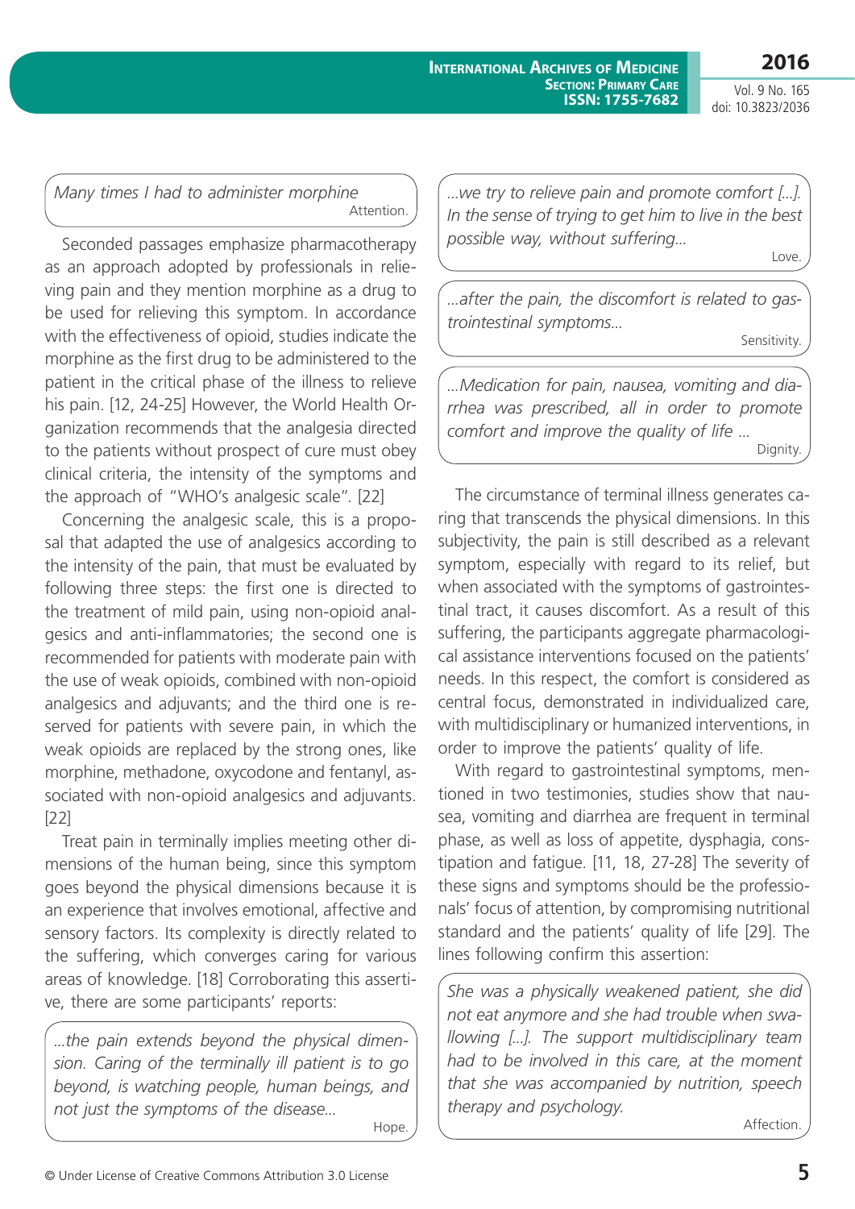> *Many times I had to administer morphine*
>
> Attention.

Seconded passages emphasize pharmacotherapy as an approach adopted by professionals in relieving pain and they mention morphine as a drug to be used for relieving this symptom. In accordance with the effectiveness of opioid, studies indicate the morphine as the first drug to be administered to the patient in the critical phase of the illness to relieve his pain. [12, 24-25] However, the World Health Organization recommends that the analgesia directed to the patients without prospect of cure must obey clinical criteria, the intensity of the symptoms and the approach of "WHO's analgesic scale". [22]

Concerning the analgesic scale, this is a proposal that adapted the use of analgesics according to the intensity of the pain, that must be evaluated by following three steps: the first one is directed to the treatment of mild pain, using non-opioid analgesics and anti-inflammatories; the second one is recommended for patients with moderate pain with the use of weak opioids, combined with non-opioid analgesics and adjuvants; and the third one is reserved for patients with severe pain, in which the weak opioids are replaced by the strong ones, like morphine, methadone, oxycodone and fentanyl, associated with non-opioid analgesics and adjuvants. [22]

Treat pain in terminally implies meeting other dimensions of the human being, since this symptom goes beyond the physical dimensions because it is an experience that involves emotional, affective and sensory factors. Its complexity is directly related to the suffering, which converges caring for various areas of knowledge. [18] Corroborating this assertive, there are some participants' reports:

> *...the pain extends beyond the physical dimension. Caring of the terminally ill patient is to go beyond, is watching people, human beings, and not just the symptoms of the disease...*
>
> Hope.

> *...we try to relieve pain and promote comfort [...]. In the sense of trying to get him to live in the best possible way, without suffering...*
>
> Love.

> *...after the pain, the discomfort is related to gastrointestinal symptoms...*
>
> Sensitivity.

> *...Medication for pain, nausea, vomiting and diarrhea was prescribed, all in order to promote comfort and improve the quality of life ...*
>
> Dignity.

The circumstance of terminal illness generates caring that transcends the physical dimensions. In this subjectivity, the pain is still described as a relevant symptom, especially with regard to its relief, but when associated with the symptoms of gastrointestinal tract, it causes discomfort. As a result of this suffering, the participants aggregate pharmacological assistance interventions focused on the patients' needs. In this respect, the comfort is considered as central focus, demonstrated in individualized care, with multidisciplinary or humanized interventions, in order to improve the patients' quality of life.

With regard to gastrointestinal symptoms, mentioned in two testimonies, studies show that nausea, vomiting and diarrhea are frequent in terminal phase, as well as loss of appetite, dysphagia, constipation and fatigue. [11, 18, 27-28] The severity of these signs and symptoms should be the professionals' focus of attention, by compromising nutritional standard and the patients' quality of life [29]. The lines following confirm this assertion:

> *She was a physically weakened patient, she did not eat anymore and she had trouble when swallowing [...]. The support multidisciplinary team had to be involved in this care, at the moment that she was accompanied by nutrition, speech therapy and psychology.*
>
> Affection.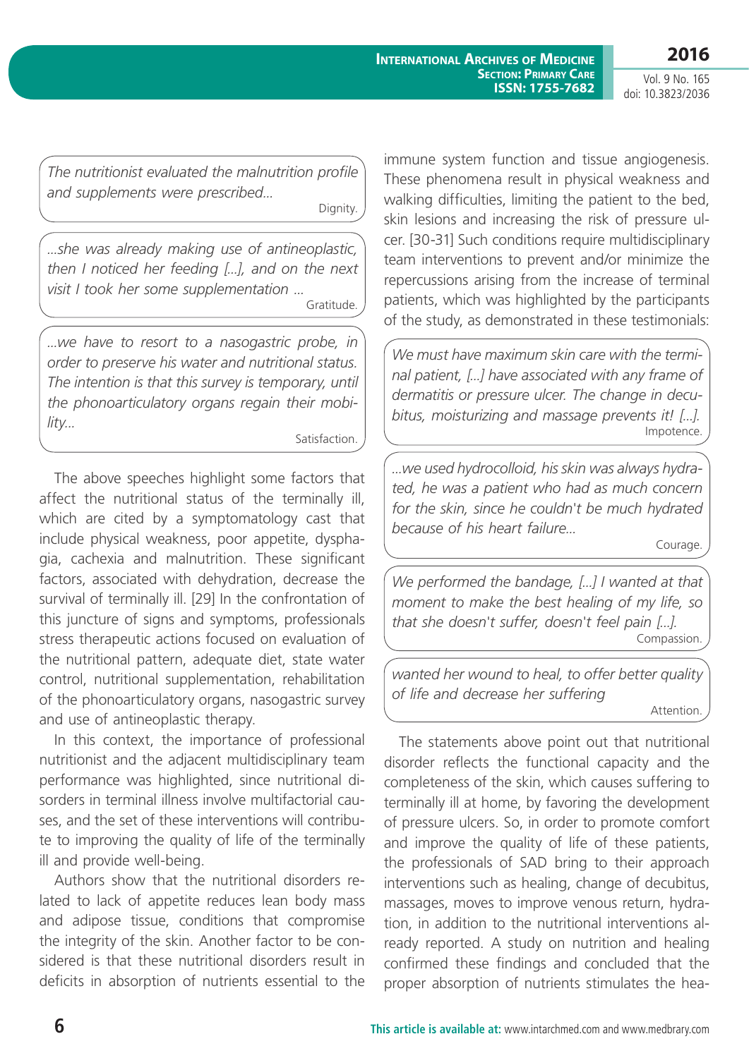> *The nutritionist evaluated the malnutrition profile and supplements were prescribed...*
>
> Dignity.

> *...she was already making use of antineoplastic, then I noticed her feeding [...], and on the next visit I took her some supplementation ...*
>
> Gratitude.

> *...we have to resort to a nasogastric probe, in order to preserve his water and nutritional status. The intention is that this survey is temporary, until the phonoarticulatory organs regain their mobility...*
>
> Satisfaction.

The above speeches highlight some factors that affect the nutritional status of the terminally ill, which are cited by a symptomatology cast that include physical weakness, poor appetite, dysphagia, cachexia and malnutrition. These significant factors, associated with dehydration, decrease the survival of terminally ill. [29] In the confrontation of this juncture of signs and symptoms, professionals stress therapeutic actions focused on evaluation of the nutritional pattern, adequate diet, state water control, nutritional supplementation, rehabilitation of the phonoarticulatory organs, nasogastric survey and use of antineoplastic therapy.

In this context, the importance of professional nutritionist and the adjacent multidisciplinary team performance was highlighted, since nutritional disorders in terminal illness involve multifactorial causes, and the set of these interventions will contribute to improving the quality of life of the terminally ill and provide well-being.

Authors show that the nutritional disorders related to lack of appetite reduces lean body mass and adipose tissue, conditions that compromise the integrity of the skin. Another factor to be considered is that these nutritional disorders result in deficits in absorption of nutrients essential to the immune system function and tissue angiogenesis. These phenomena result in physical weakness and walking difficulties, limiting the patient to the bed, skin lesions and increasing the risk of pressure ulcer. [30-31] Such conditions require multidisciplinary team interventions to prevent and/or minimize the repercussions arising from the increase of terminal patients, which was highlighted by the participants of the study, as demonstrated in these testimonials:

> *We must have maximum skin care with the terminal patient, [...] have associated with any frame of dermatitis or pressure ulcer. The change in decubitus, moisturizing and massage prevents it! [...].*
>
> Impotence.

> *...we used hydrocolloid, his skin was always hydrated, he was a patient who had as much concern for the skin, since he couldn't be much hydrated because of his heart failure...*
>
> Courage.

> *We performed the bandage, [...] I wanted at that moment to make the best healing of my life, so that she doesn't suffer, doesn't feel pain [...].*
>
> Compassion.

> *wanted her wound to heal, to offer better quality of life and decrease her suffering*
>
> Attention.

The statements above point out that nutritional disorder reflects the functional capacity and the completeness of the skin, which causes suffering to terminally ill at home, by favoring the development of pressure ulcers. So, in order to promote comfort and improve the quality of life of these patients, the professionals of SAD bring to their approach interventions such as healing, change of decubitus, massages, moves to improve venous return, hydration, in addition to the nutritional interventions already reported. A study on nutrition and healing confirmed these findings and concluded that the proper absorption of nutrients stimulates the hea-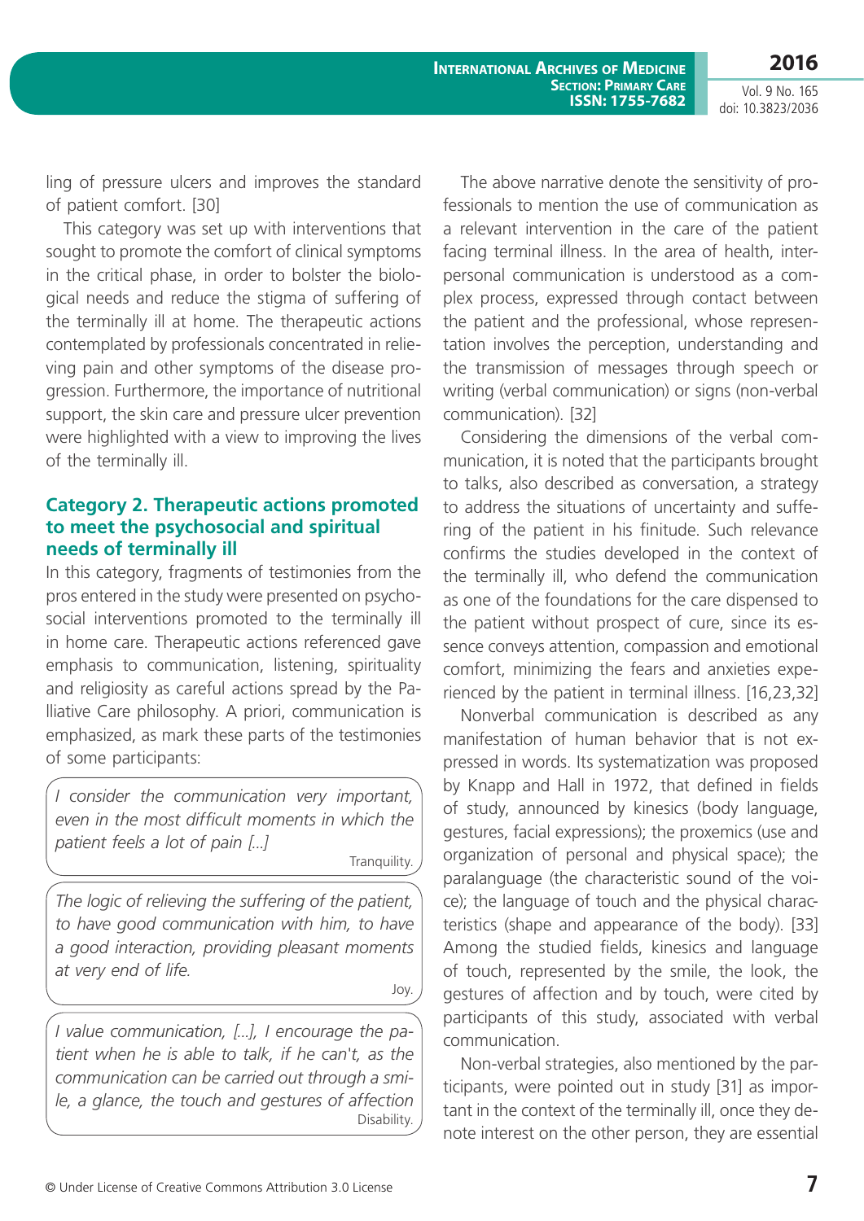ling of pressure ulcers and improves the standard of patient comfort. [30]

This category was set up with interventions that sought to promote the comfort of clinical symptoms in the critical phase, in order to bolster the biological needs and reduce the stigma of suffering of the terminally ill at home. The therapeutic actions contemplated by professionals concentrated in relieving pain and other symptoms of the disease progression. Furthermore, the importance of nutritional support, the skin care and pressure ulcer prevention were highlighted with a view to improving the lives of the terminally ill.

### Category 2. Therapeutic actions promoted to meet the psychosocial and spiritual needs of terminally ill

In this category, fragments of testimonies from the pros entered in the study were presented on psychosocial interventions promoted to the terminally ill in home care. Therapeutic actions referenced gave emphasis to communication, listening, spirituality and religiosity as careful actions spread by the Palliative Care philosophy. A priori, communication is emphasized, as mark these parts of the testimonies of some participants:

> *I consider the communication very important, even in the most difficult moments in which the patient feels a lot of pain [...]*
>
> Tranquility.

> *The logic of relieving the suffering of the patient, to have good communication with him, to have a good interaction, providing pleasant moments at very end of life.*
>
> Joy.

> *I value communication, [...], I encourage the patient when he is able to talk, if he can't, as the communication can be carried out through a smile, a glance, the touch and gestures of affection*
>
> Disability.

The above narrative denote the sensitivity of professionals to mention the use of communication as a relevant intervention in the care of the patient facing terminal illness. In the area of health, interpersonal communication is understood as a complex process, expressed through contact between the patient and the professional, whose representation involves the perception, understanding and the transmission of messages through speech or writing (verbal communication) or signs (non-verbal communication). [32]

Considering the dimensions of the verbal communication, it is noted that the participants brought to talks, also described as conversation, a strategy to address the situations of uncertainty and suffering of the patient in his finitude. Such relevance confirms the studies developed in the context of the terminally ill, who defend the communication as one of the foundations for the care dispensed to the patient without prospect of cure, since its essence conveys attention, compassion and emotional comfort, minimizing the fears and anxieties experienced by the patient in terminal illness. [16,23,32]

Nonverbal communication is described as any manifestation of human behavior that is not expressed in words. Its systematization was proposed by Knapp and Hall in 1972, that defined in fields of study, announced by kinesics (body language, gestures, facial expressions); the proxemics (use and organization of personal and physical space); the paralanguage (the characteristic sound of the voice); the language of touch and the physical characteristics (shape and appearance of the body). [33] Among the studied fields, kinesics and language of touch, represented by the smile, the look, the gestures of affection and by touch, were cited by participants of this study, associated with verbal communication.

Non-verbal strategies, also mentioned by the participants, were pointed out in study [31] as important in the context of the terminally ill, once they denote interest on the other person, they are essential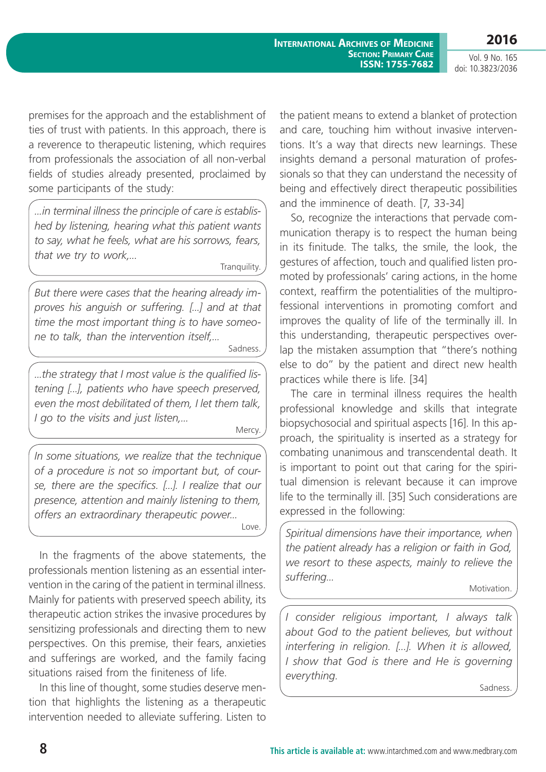premises for the approach and the establishment of ties of trust with patients. In this approach, there is a reverence to therapeutic listening, which requires from professionals the association of all non-verbal fields of studies already presented, proclaimed by some participants of the study:

> *...in terminal illness the principle of care is established by listening, hearing what this patient wants to say, what he feels, what are his sorrows, fears, that we try to work,...*
>
> Tranquility.

> *But there were cases that the hearing already improves his anguish or suffering. [...] and at that time the most important thing is to have someone to talk, than the intervention itself,...*
>
> Sadness.

> *...the strategy that I most value is the qualified listening [...], patients who have speech preserved, even the most debilitated of them, I let them talk, I go to the visits and just listen,...*
>
> Mercy.

> *In some situations, we realize that the technique of a procedure is not so important but, of course, there are the specifics. [...]. I realize that our presence, attention and mainly listening to them, offers an extraordinary therapeutic power...*
>
> Love.

In the fragments of the above statements, the professionals mention listening as an essential intervention in the caring of the patient in terminal illness. Mainly for patients with preserved speech ability, its therapeutic action strikes the invasive procedures by sensitizing professionals and directing them to new perspectives. On this premise, their fears, anxieties and sufferings are worked, and the family facing situations raised from the finiteness of life.

In this line of thought, some studies deserve mention that highlights the listening as a therapeutic intervention needed to alleviate suffering. Listen to the patient means to extend a blanket of protection and care, touching him without invasive interventions. It's a way that directs new learnings. These insights demand a personal maturation of professionals so that they can understand the necessity of being and effectively direct therapeutic possibilities and the imminence of death. [7, 33-34]

So, recognize the interactions that pervade communication therapy is to respect the human being in its finitude. The talks, the smile, the look, the gestures of affection, touch and qualified listen promoted by professionals' caring actions, in the home context, reaffirm the potentialities of the multiprofessional interventions in promoting comfort and improves the quality of life of the terminally ill. In this understanding, therapeutic perspectives overlap the mistaken assumption that "there's nothing else to do" by the patient and direct new health practices while there is life. [34]

The care in terminal illness requires the health professional knowledge and skills that integrate biopsychosocial and spiritual aspects [16]. In this approach, the spirituality is inserted as a strategy for combating unanimous and transcendental death. It is important to point out that caring for the spiritual dimension is relevant because it can improve life to the terminally ill. [35] Such considerations are expressed in the following:

> *Spiritual dimensions have their importance, when the patient already has a religion or faith in God, we resort to these aspects, mainly to relieve the suffering...*
>
> Motivation.

> *I consider religious important, I always talk about God to the patient believes, but without interfering in religion. [...]. When it is allowed, I show that God is there and He is governing everything.*
>
> Sadness.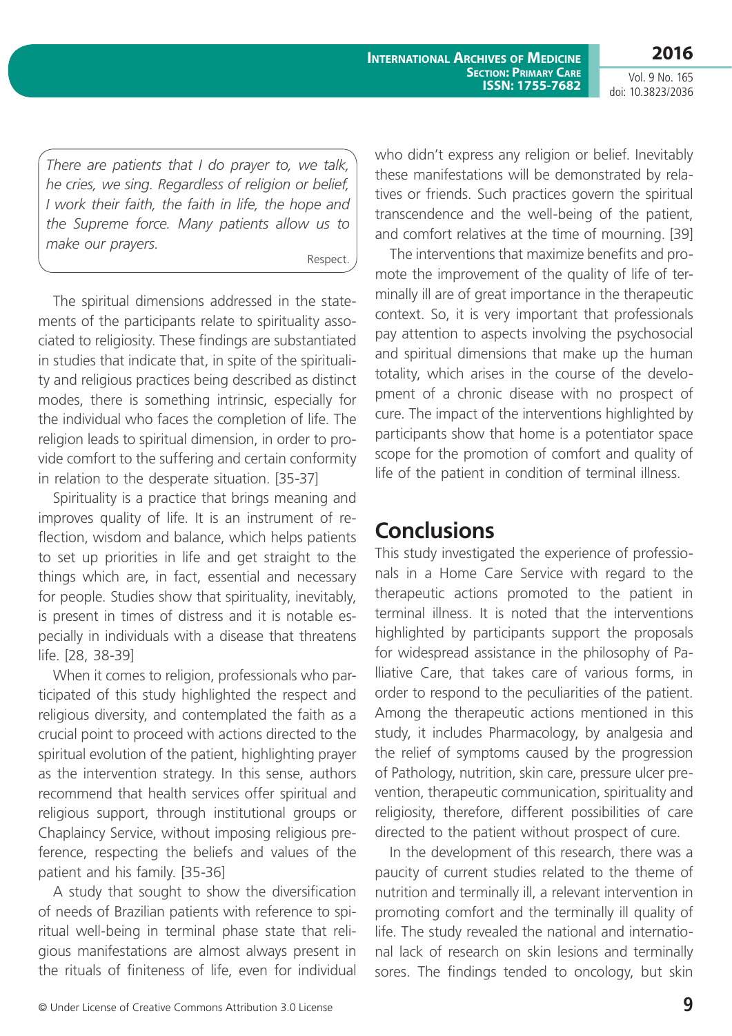> *There are patients that I do prayer to, we talk, he cries, we sing. Regardless of religion or belief, I work their faith, the faith in life, the hope and the Supreme force. Many patients allow us to make our prayers.*
>
> Respect.

The spiritual dimensions addressed in the statements of the participants relate to spirituality associated to religiosity. These findings are substantiated in studies that indicate that, in spite of the spirituality and religious practices being described as distinct modes, there is something intrinsic, especially for the individual who faces the completion of life. The religion leads to spiritual dimension, in order to provide comfort to the suffering and certain conformity in relation to the desperate situation. [35-37]

Spirituality is a practice that brings meaning and improves quality of life. It is an instrument of reflection, wisdom and balance, which helps patients to set up priorities in life and get straight to the things which are, in fact, essential and necessary for people. Studies show that spirituality, inevitably, is present in times of distress and it is notable especially in individuals with a disease that threatens life. [28, 38-39]

When it comes to religion, professionals who participated of this study highlighted the respect and religious diversity, and contemplated the faith as a crucial point to proceed with actions directed to the spiritual evolution of the patient, highlighting prayer as the intervention strategy. In this sense, authors recommend that health services offer spiritual and religious support, through institutional groups or Chaplaincy Service, without imposing religious preference, respecting the beliefs and values of the patient and his family. [35-36]

A study that sought to show the diversification of needs of Brazilian patients with reference to spiritual well-being in terminal phase state that religious manifestations are almost always present in the rituals of finiteness of life, even for individual who didn't express any religion or belief. Inevitably these manifestations will be demonstrated by relatives or friends. Such practices govern the spiritual transcendence and the well-being of the patient, and comfort relatives at the time of mourning. [39]

The interventions that maximize benefits and promote the improvement of the quality of life of terminally ill are of great importance in the therapeutic context. So, it is very important that professionals pay attention to aspects involving the psychosocial and spiritual dimensions that make up the human totality, which arises in the course of the development of a chronic disease with no prospect of cure. The impact of the interventions highlighted by participants show that home is a potentiator space scope for the promotion of comfort and quality of life of the patient in condition of terminal illness.

## Conclusions

This study investigated the experience of professionals in a Home Care Service with regard to the therapeutic actions promoted to the patient in terminal illness. It is noted that the interventions highlighted by participants support the proposals for widespread assistance in the philosophy of Palliative Care, that takes care of various forms, in order to respond to the peculiarities of the patient. Among the therapeutic actions mentioned in this study, it includes Pharmacology, by analgesia and the relief of symptoms caused by the progression of Pathology, nutrition, skin care, pressure ulcer prevention, therapeutic communication, spirituality and religiosity, therefore, different possibilities of care directed to the patient without prospect of cure.

In the development of this research, there was a paucity of current studies related to the theme of nutrition and terminally ill, a relevant intervention in promoting comfort and the terminally ill quality of life. The study revealed the national and international lack of research on skin lesions and terminally sores. The findings tended to oncology, but skin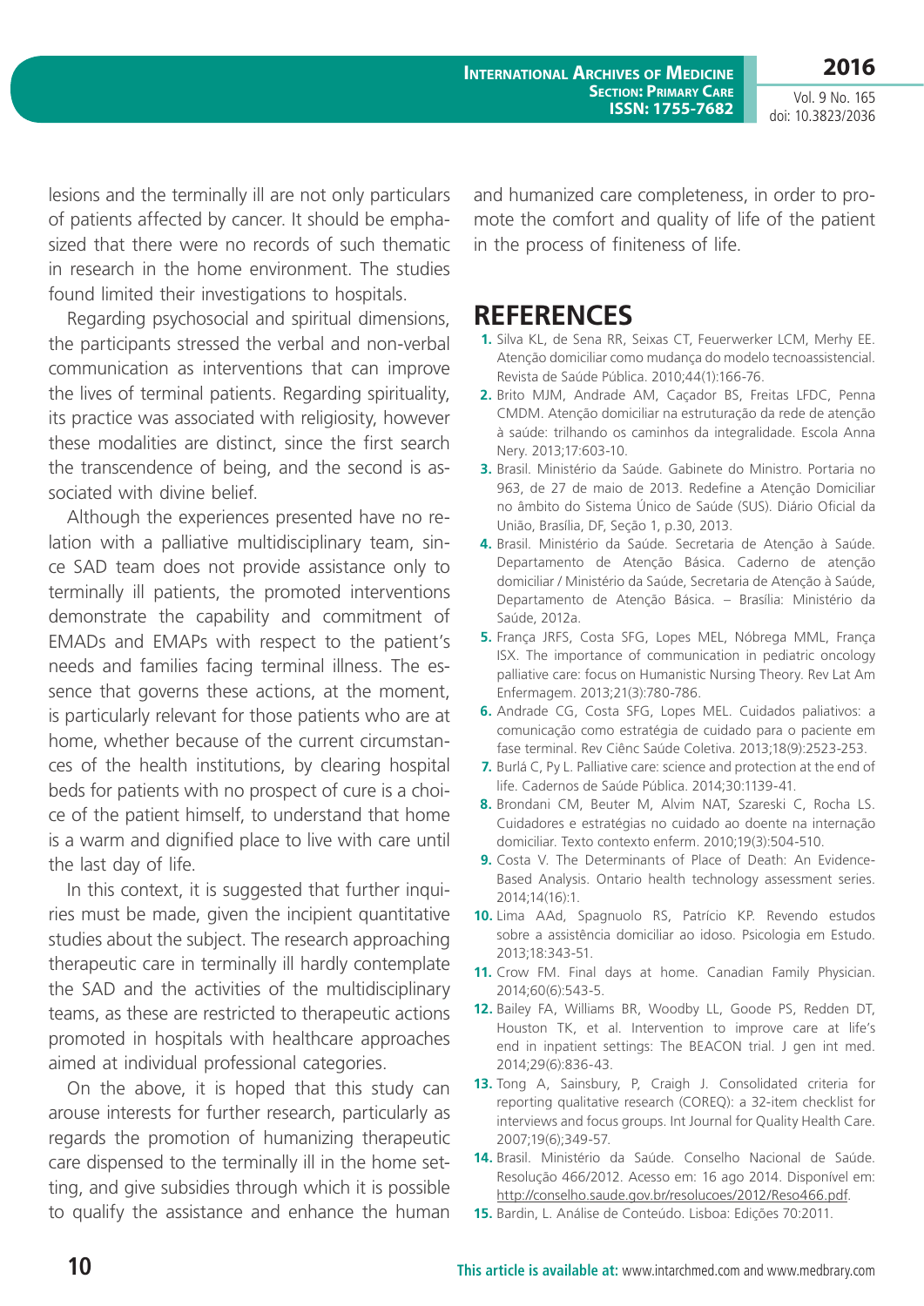lesions and the terminally ill are not only particulars of patients affected by cancer. It should be emphasized that there were no records of such thematic in research in the home environment. The studies found limited their investigations to hospitals.

Regarding psychosocial and spiritual dimensions, the participants stressed the verbal and non-verbal communication as interventions that can improve the lives of terminal patients. Regarding spirituality, its practice was associated with religiosity, however these modalities are distinct, since the first search the transcendence of being, and the second is associated with divine belief.

Although the experiences presented have no relation with a palliative multidisciplinary team, since SAD team does not provide assistance only to terminally ill patients, the promoted interventions demonstrate the capability and commitment of EMADs and EMAPs with respect to the patient's needs and families facing terminal illness. The essence that governs these actions, at the moment, is particularly relevant for those patients who are at home, whether because of the current circumstances of the health institutions, by clearing hospital beds for patients with no prospect of cure is a choice of the patient himself, to understand that home is a warm and dignified place to live with care until the last day of life.

In this context, it is suggested that further inquiries must be made, given the incipient quantitative studies about the subject. The research approaching therapeutic care in terminally ill hardly contemplate the SAD and the activities of the multidisciplinary teams, as these are restricted to therapeutic actions promoted in hospitals with healthcare approaches aimed at individual professional categories.

On the above, it is hoped that this study can arouse interests for further research, particularly as regards the promotion of humanizing therapeutic care dispensed to the terminally ill in the home setting, and give subsidies through which it is possible to qualify the assistance and enhance the human and humanized care completeness, in order to promote the comfort and quality of life of the patient in the process of finiteness of life.

# REFERENCES

1. Silva KL, de Sena RR, Seixas CT, Feuerwerker LCM, Merhy EE. Atenção domiciliar como mudança do modelo tecnoassistencial. Revista de Saúde Pública. 2010;44(1):166-76.
2. Brito MJM, Andrade AM, Caçador BS, Freitas LFDC, Penna CMDM. Atenção domiciliar na estruturação da rede de atenção à saúde: trilhando os caminhos da integralidade. Escola Anna Nery. 2013;17:603-10.
3. Brasil. Ministério da Saúde. Gabinete do Ministro. Portaria no 963, de 27 de maio de 2013. Redefine a Atenção Domiciliar no âmbito do Sistema Único de Saúde (SUS). Diário Oficial da União, Brasília, DF, Seção 1, p.30, 2013.
4. Brasil. Ministério da Saúde. Secretaria de Atenção à Saúde. Departamento de Atenção Básica. Caderno de atenção domiciliar / Ministério da Saúde, Secretaria de Atenção à Saúde, Departamento de Atenção Básica. – Brasília: Ministério da Saúde, 2012a.
5. França JRFS, Costa SFG, Lopes MEL, Nóbrega MML, França ISX. The importance of communication in pediatric oncology palliative care: focus on Humanistic Nursing Theory. Rev Lat Am Enfermagem. 2013;21(3):780-786.
6. Andrade CG, Costa SFG, Lopes MEL. Cuidados paliativos: a comunicação como estratégia de cuidado para o paciente em fase terminal. Rev Ciênc Saúde Coletiva. 2013;18(9):2523-253.
7. Burlá C, Py L. Palliative care: science and protection at the end of life. Cadernos de Saúde Pública. 2014;30:1139-41.
8. Brondani CM, Beuter M, Alvim NAT, Szareski C, Rocha LS. Cuidadores e estratégias no cuidado ao doente na internação domiciliar. Texto contexto enferm. 2010;19(3):504-510.
9. Costa V. The Determinants of Place of Death: An Evidence-Based Analysis. Ontario health technology assessment series. 2014;14(16):1.
10. Lima AAd, Spagnuolo RS, Patrício KP. Revendo estudos sobre a assistência domiciliar ao idoso. Psicologia em Estudo. 2013;18:343-51.
11. Crow FM. Final days at home. Canadian Family Physician. 2014;60(6):543-5.
12. Bailey FA, Williams BR, Woodby LL, Goode PS, Redden DT, Houston TK, et al. Intervention to improve care at life's end in inpatient settings: The BEACON trial. J gen int med. 2014;29(6):836-43.
13. Tong A, Sainsbury, P, Craigh J. Consolidated criteria for reporting qualitative research (COREQ): a 32-item checklist for interviews and focus groups. Int Journal for Quality Health Care. 2007;19(6);349-57.
14. Brasil. Ministério da Saúde. Conselho Nacional de Saúde. Resolução 466/2012. Acesso em: 16 ago 2014. Disponível em: http://conselho.saude.gov.br/resolucoes/2012/Reso466.pdf.
15. Bardin, L. Análise de Conteúdo. Lisboa: Edições 70:2011.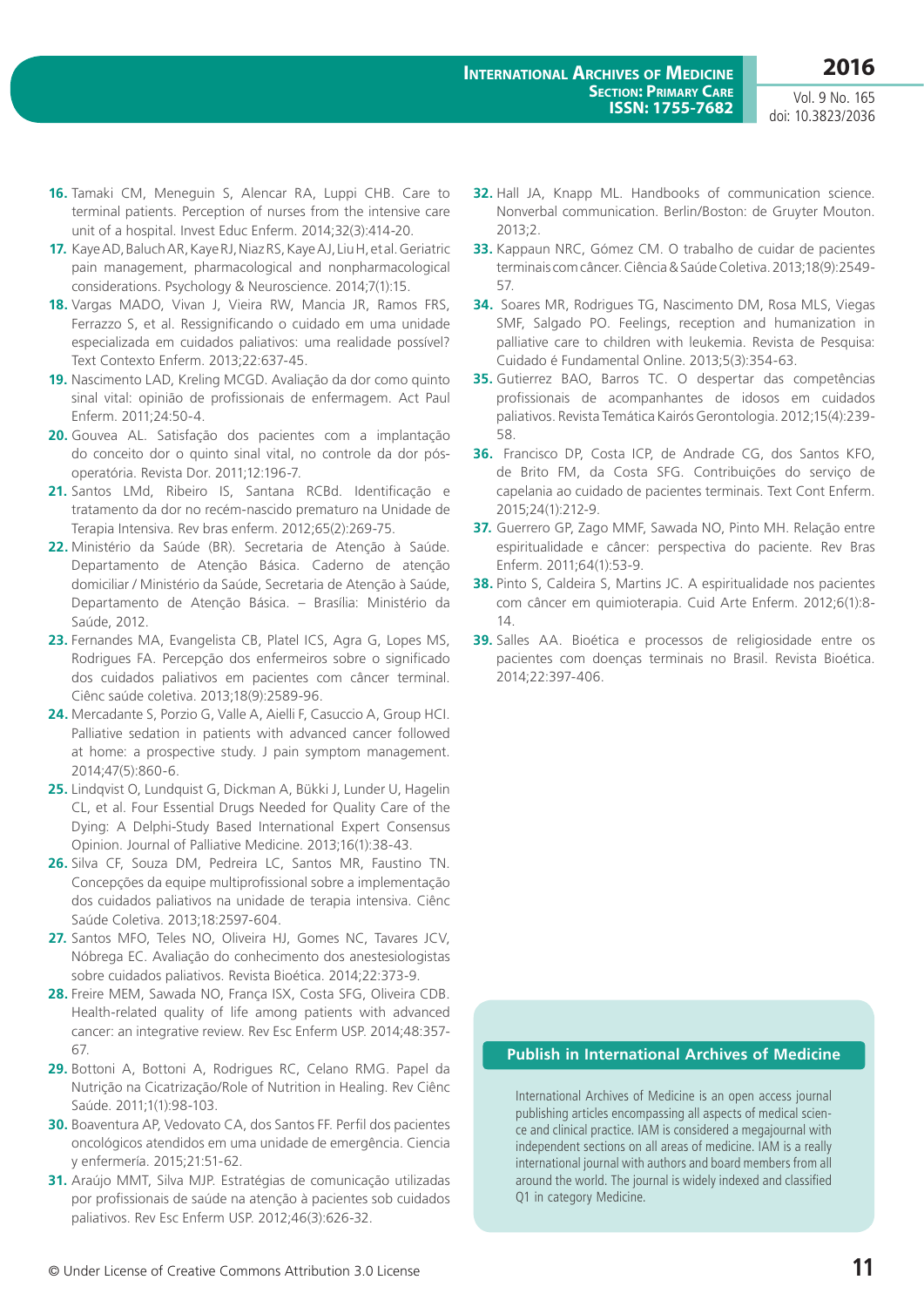16. Tamaki CM, Meneguin S, Alencar RA, Luppi CHB. Care to terminal patients. Perception of nurses from the intensive care unit of a hospital. Invest Educ Enferm. 2014;32(3):414-20.
17. Kaye AD, Baluch AR, Kaye RJ, Niaz RS, Kaye AJ, Liu H, et al. Geriatric pain management, pharmacological and nonpharmacological considerations. Psychology & Neuroscience. 2014;7(1):15.
18. Vargas MADO, Vivan J, Vieira RW, Mancia JR, Ramos FRS, Ferrazzo S, et al. Ressignificando o cuidado em uma unidade especializada em cuidados paliativos: uma realidade possível? Text Contexto Enferm. 2013;22:637-45.
19. Nascimento LAD, Kreling MCGD. Avaliação da dor como quinto sinal vital: opinião de profissionais de enfermagem. Act Paul Enferm. 2011;24:50-4.
20. Gouvea AL. Satisfação dos pacientes com a implantação do conceito dor o quinto sinal vital, no controle da dor pós-operatória. Revista Dor. 2011;12:196-7.
21. Santos LMd, Ribeiro IS, Santana RCBd. Identificação e tratamento da dor no recém-nascido prematuro na Unidade de Terapia Intensiva. Rev bras enferm. 2012;65(2):269-75.
22. Ministério da Saúde (BR). Secretaria de Atenção à Saúde. Departamento de Atenção Básica. Caderno de atenção domiciliar / Ministério da Saúde, Secretaria de Atenção à Saúde, Departamento de Atenção Básica. – Brasília: Ministério da Saúde, 2012.
23. Fernandes MA, Evangelista CB, Platel ICS, Agra G, Lopes MS, Rodrigues FA. Percepção dos enfermeiros sobre o significado dos cuidados paliativos em pacientes com câncer terminal. Ciênc saúde coletiva. 2013;18(9):2589-96.
24. Mercadante S, Porzio G, Valle A, Aielli F, Casuccio A, Group HCI. Palliative sedation in patients with advanced cancer followed at home: a prospective study. J pain symptom management. 2014;47(5):860-6.
25. Lindqvist O, Lundquist G, Dickman A, Bükki J, Lunder U, Hagelin CL, et al. Four Essential Drugs Needed for Quality Care of the Dying: A Delphi-Study Based International Expert Consensus Opinion. Journal of Palliative Medicine. 2013;16(1):38-43.
26. Silva CF, Souza DM, Pedreira LC, Santos MR, Faustino TN. Concepções da equipe multiprofissional sobre a implementação dos cuidados paliativos na unidade de terapia intensiva. Ciênc Saúde Coletiva. 2013;18:2597-604.
27. Santos MFO, Teles NO, Oliveira HJ, Gomes NC, Tavares JCV, Nóbrega EC. Avaliação do conhecimento dos anestesiologistas sobre cuidados paliativos. Revista Bioética. 2014;22:373-9.
28. Freire MEM, Sawada NO, França ISX, Costa SFG, Oliveira CDB. Health-related quality of life among patients with advanced cancer: an integrative review. Rev Esc Enferm USP. 2014;48:357-67.
29. Bottoni A, Bottoni A, Rodrigues RC, Celano RMG. Papel da Nutrição na Cicatrização/Role of Nutrition in Healing. Rev Ciênc Saúde. 2011;1(1):98-103.
30. Boaventura AP, Vedovato CA, dos Santos FF. Perfil dos pacientes oncológicos atendidos em uma unidade de emergência. Ciencia y enfermería. 2015;21:51-62.
31. Araújo MMT, Silva MJP. Estratégias de comunicação utilizadas por profissionais de saúde na atenção à pacientes sob cuidados paliativos. Rev Esc Enferm USP. 2012;46(3):626-32.
32. Hall JA, Knapp ML. Handbooks of communication science. Nonverbal communication. Berlin/Boston: de Gruyter Mouton. 2013;2.
33. Kappaun NRC, Gómez CM. O trabalho de cuidar de pacientes terminais com câncer. Ciência & Saúde Coletiva. 2013;18(9):2549-57.
34. Soares MR, Rodrigues TG, Nascimento DM, Rosa MLS, Viegas SMF, Salgado PO. Feelings, reception and humanization in palliative care to children with leukemia. Revista de Pesquisa: Cuidado é Fundamental Online. 2013;5(3):354-63.
35. Gutierrez BAO, Barros TC. O despertar das competências profissionais de acompanhantes de idosos em cuidados paliativos. Revista Temática Kairós Gerontologia. 2012;15(4):239-58.
36. Francisco DP, Costa ICP, de Andrade CG, dos Santos KFO, de Brito FM, da Costa SFG. Contribuições do serviço de capelania ao cuidado de pacientes terminais. Text Cont Enferm. 2015;24(1):212-9.
37. Guerrero GP, Zago MMF, Sawada NO, Pinto MH. Relação entre espiritualidade e câncer: perspectiva do paciente. Rev Bras Enferm. 2011;64(1):53-9.
38. Pinto S, Caldeira S, Martins JC. A espiritualidade nos pacientes com câncer em quimioterapia. Cuid Arte Enferm. 2012;6(1):8-14.
39. Salles AA. Bioética e processos de religiosidade entre os pacientes com doenças terminais no Brasil. Revista Bioética. 2014;22:397-406.

**Publish in International Archives of Medicine**

International Archives of Medicine is an open access journal publishing articles encompassing all aspects of medical science and clinical practice. IAM is considered a megajournal with independent sections on all areas of medicine. IAM is a really international journal with authors and board members from all around the world. The journal is widely indexed and classified Q1 in category Medicine.